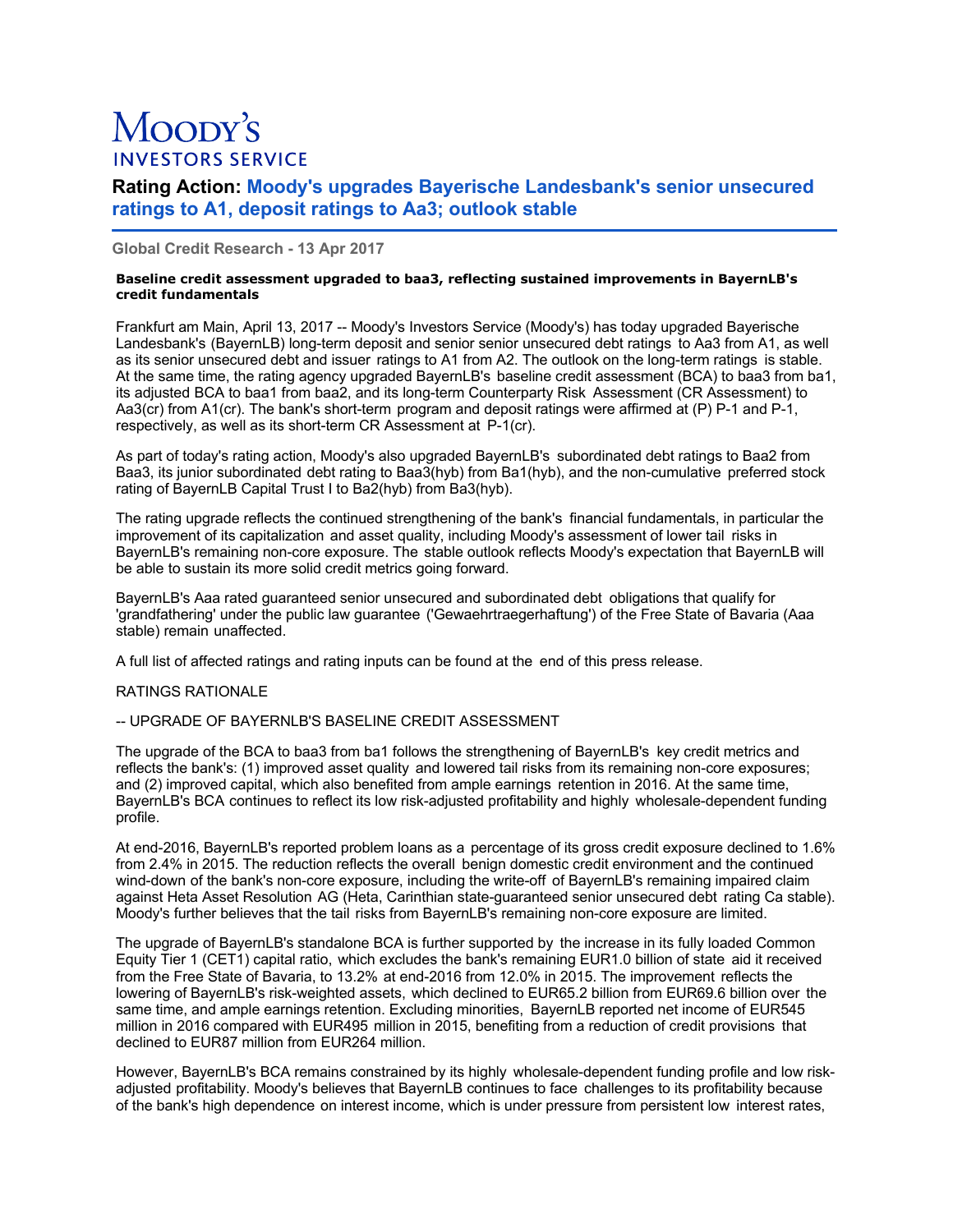# Moody's Investors Service

## Rating Action: Moody's upgrades Bayerische Landesbank's senior unsecured ratings to A1, deposit ratings to Aa3; outlook stable

**Global Credit Research - 13 Apr 2017**

**Baseline credit assessment upgraded to baa3, reflecting sustained improvements in BayernLB's credit fundamentals**

Frankfurt am Main, April 13, 2017 -- Moody's Investors Service (Moody's) has today upgraded Bayerische Landesbank's (BayernLB) long-term deposit and senior senior unsecured debt ratings to Aa3 from A1, as well as its senior unsecured debt and issuer ratings to A1 from A2. The outlook on the long-term ratings is stable. At the same time, the rating agency upgraded BayernLB's baseline credit assessment (BCA) to baa3 from ba1, its adjusted BCA to baa1 from baa2, and its long-term Counterparty Risk Assessment (CR Assessment) to Aa3(cr) from A1(cr). The bank's short-term program and deposit ratings were affirmed at (P) P-1 and P-1, respectively, as well as its short-term CR Assessment at P-1(cr).

As part of today's rating action, Moody's also upgraded BayernLB's subordinated debt ratings to Baa2 from Baa3, its junior subordinated debt rating to Baa3(hyb) from Ba1(hyb), and the non-cumulative preferred stock rating of BayernLB Capital Trust I to Ba2(hyb) from Ba3(hyb).

The rating upgrade reflects the continued strengthening of the bank's financial fundamentals, in particular the improvement of its capitalization and asset quality, including Moody's assessment of lower tail risks in BayernLB's remaining non-core exposure. The stable outlook reflects Moody's expectation that BayernLB will be able to sustain its more solid credit metrics going forward.

BayernLB's Aaa rated guaranteed senior unsecured and subordinated debt obligations that qualify for 'grandfathering' under the public law guarantee ('Gewaehrtraegerhaftung') of the Free State of Bavaria (Aaa stable) remain unaffected.

A full list of affected ratings and rating inputs can be found at the end of this press release.

RATINGS RATIONALE

-- UPGRADE OF BAYERNLB'S BASELINE CREDIT ASSESSMENT

The upgrade of the BCA to baa3 from ba1 follows the strengthening of BayernLB's key credit metrics and reflects the bank's: (1) improved asset quality and lowered tail risks from its remaining non-core exposures; and (2) improved capital, which also benefited from ample earnings retention in 2016. At the same time, BayernLB's BCA continues to reflect its low risk-adjusted profitability and highly wholesale-dependent funding profile.

At end-2016, BayernLB's reported problem loans as a percentage of its gross credit exposure declined to 1.6% from 2.4% in 2015. The reduction reflects the overall benign domestic credit environment and the continued wind-down of the bank's non-core exposure, including the write-off of BayernLB's remaining impaired claim against Heta Asset Resolution AG (Heta, Carinthian state-guaranteed senior unsecured debt rating Ca stable). Moody's further believes that the tail risks from BayernLB's remaining non-core exposure are limited.

The upgrade of BayernLB's standalone BCA is further supported by the increase in its fully loaded Common Equity Tier 1 (CET1) capital ratio, which excludes the bank's remaining EUR1.0 billion of state aid it received from the Free State of Bavaria, to 13.2% at end-2016 from 12.0% in 2015. The improvement reflects the lowering of BayernLB's risk-weighted assets, which declined to EUR65.2 billion from EUR69.6 billion over the same time, and ample earnings retention. Excluding minorities, BayernLB reported net income of EUR545 million in 2016 compared with EUR495 million in 2015, benefiting from a reduction of credit provisions that declined to EUR87 million from EUR264 million.

However, BayernLB's BCA remains constrained by its highly wholesale-dependent funding profile and low risk-adjusted profitability. Moody's believes that BayernLB continues to face challenges to its profitability because of the bank's high dependence on interest income, which is under pressure from persistent low interest rates,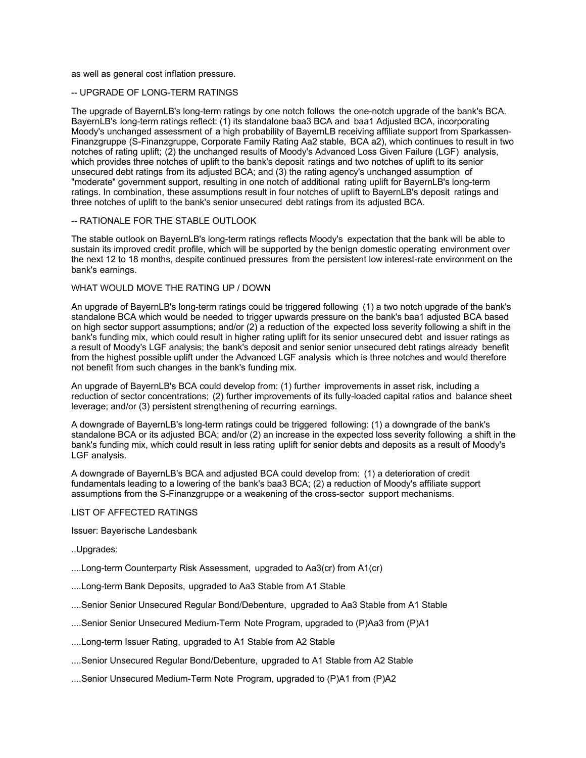as well as general cost inflation pressure.

-- UPGRADE OF LONG-TERM RATINGS

The upgrade of BayernLB's long-term ratings by one notch follows the one-notch upgrade of the bank's BCA. BayernLB's long-term ratings reflect: (1) its standalone baa3 BCA and baa1 Adjusted BCA, incorporating Moody's unchanged assessment of a high probability of BayernLB receiving affiliate support from Sparkassen-Finanzgruppe (S-Finanzgruppe, Corporate Family Rating Aa2 stable, BCA a2), which continues to result in two notches of rating uplift; (2) the unchanged results of Moody's Advanced Loss Given Failure (LGF) analysis, which provides three notches of uplift to the bank's deposit ratings and two notches of uplift to its senior unsecured debt ratings from its adjusted BCA; and (3) the rating agency's unchanged assumption of "moderate" government support, resulting in one notch of additional rating uplift for BayernLB's long-term ratings. In combination, these assumptions result in four notches of uplift to BayernLB's deposit ratings and three notches of uplift to the bank's senior unsecured debt ratings from its adjusted BCA.

-- RATIONALE FOR THE STABLE OUTLOOK

The stable outlook on BayernLB's long-term ratings reflects Moody's expectation that the bank will be able to sustain its improved credit profile, which will be supported by the benign domestic operating environment over the next 12 to 18 months, despite continued pressures from the persistent low interest-rate environment on the bank's earnings.

WHAT WOULD MOVE THE RATING UP / DOWN

An upgrade of BayernLB's long-term ratings could be triggered following (1) a two notch upgrade of the bank's standalone BCA which would be needed to trigger upwards pressure on the bank's baa1 adjusted BCA based on high sector support assumptions; and/or (2) a reduction of the expected loss severity following a shift in the bank's funding mix, which could result in higher rating uplift for its senior unsecured debt and issuer ratings as a result of Moody's LGF analysis; the bank's deposit and senior senior unsecured debt ratings already benefit from the highest possible uplift under the Advanced LGF analysis which is three notches and would therefore not benefit from such changes in the bank's funding mix.

An upgrade of BayernLB's BCA could develop from: (1) further improvements in asset risk, including a reduction of sector concentrations; (2) further improvements of its fully-loaded capital ratios and balance sheet leverage; and/or (3) persistent strengthening of recurring earnings.

A downgrade of BayernLB's long-term ratings could be triggered following: (1) a downgrade of the bank's standalone BCA or its adjusted BCA; and/or (2) an increase in the expected loss severity following a shift in the bank's funding mix, which could result in less rating uplift for senior debts and deposits as a result of Moody's LGF analysis.

A downgrade of BayernLB's BCA and adjusted BCA could develop from: (1) a deterioration of credit fundamentals leading to a lowering of the bank's baa3 BCA; (2) a reduction of Moody's affiliate support assumptions from the S-Finanzgruppe or a weakening of the cross-sector support mechanisms.

LIST OF AFFECTED RATINGS

Issuer: Bayerische Landesbank

..Upgrades:

....Long-term Counterparty Risk Assessment, upgraded to Aa3(cr) from A1(cr)

....Long-term Bank Deposits, upgraded to Aa3 Stable from A1 Stable

....Senior Senior Unsecured Regular Bond/Debenture, upgraded to Aa3 Stable from A1 Stable

....Senior Senior Unsecured Medium-Term Note Program, upgraded to (P)Aa3 from (P)A1

....Long-term Issuer Rating, upgraded to A1 Stable from A2 Stable

....Senior Unsecured Regular Bond/Debenture, upgraded to A1 Stable from A2 Stable

....Senior Unsecured Medium-Term Note Program, upgraded to (P)A1 from (P)A2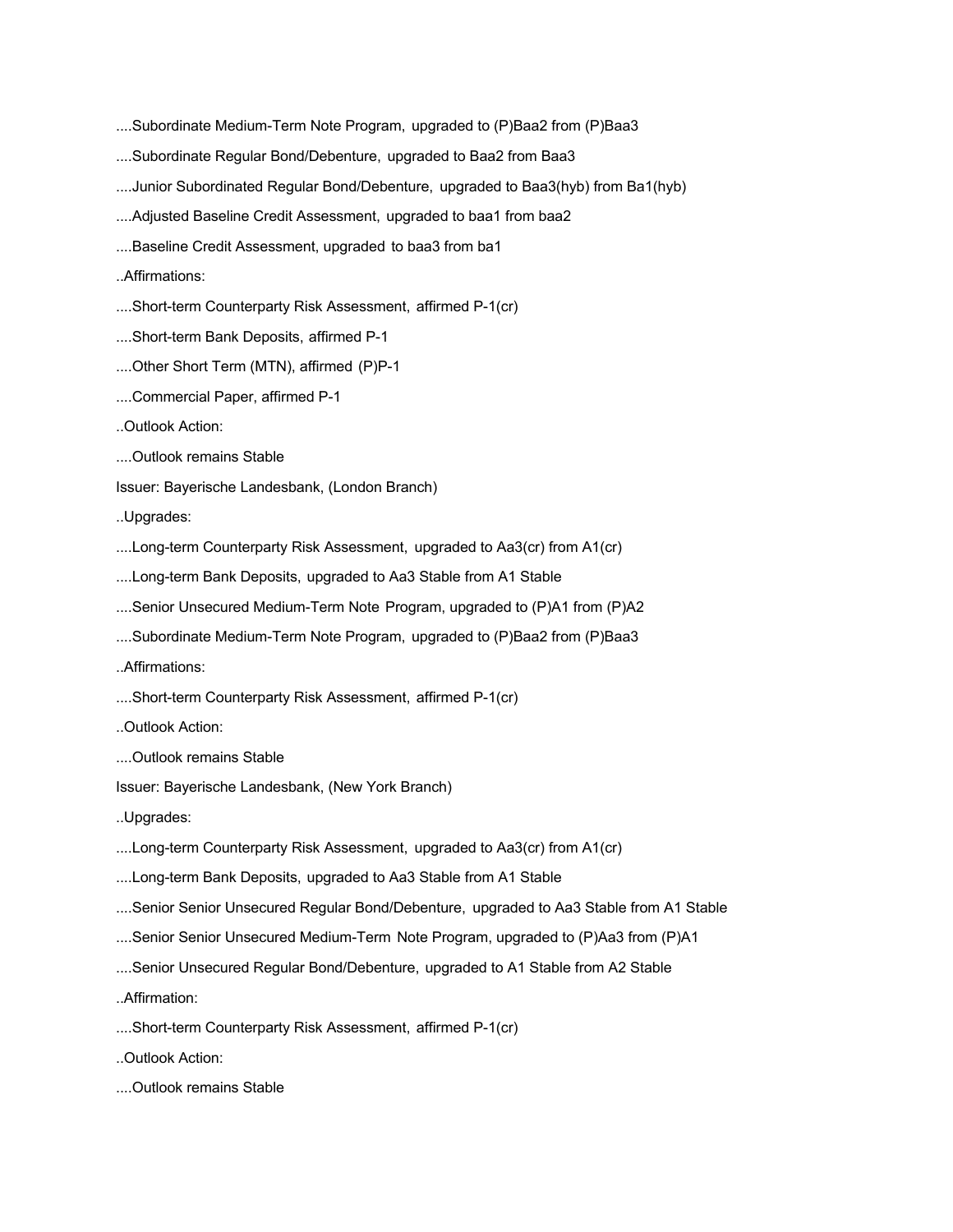....Subordinate Medium-Term Note Program, upgraded to (P)Baa2 from (P)Baa3

....Subordinate Regular Bond/Debenture, upgraded to Baa2 from Baa3

....Junior Subordinated Regular Bond/Debenture, upgraded to Baa3(hyb) from Ba1(hyb)

....Adjusted Baseline Credit Assessment, upgraded to baa1 from baa2

....Baseline Credit Assessment, upgraded to baa3 from ba1

..Affirmations:

....Short-term Counterparty Risk Assessment, affirmed P-1(cr)

....Short-term Bank Deposits, affirmed P-1

....Other Short Term (MTN), affirmed (P)P-1

....Commercial Paper, affirmed P-1

..Outlook Action:

....Outlook remains Stable

Issuer: Bayerische Landesbank, (London Branch)

..Upgrades:

....Long-term Counterparty Risk Assessment, upgraded to Aa3(cr) from A1(cr)

....Long-term Bank Deposits, upgraded to Aa3 Stable from A1 Stable

....Senior Unsecured Medium-Term Note Program, upgraded to (P)A1 from (P)A2

....Subordinate Medium-Term Note Program, upgraded to (P)Baa2 from (P)Baa3

..Affirmations:

....Short-term Counterparty Risk Assessment, affirmed P-1(cr)

..Outlook Action:

....Outlook remains Stable

Issuer: Bayerische Landesbank, (New York Branch)

..Upgrades:

....Long-term Counterparty Risk Assessment, upgraded to Aa3(cr) from A1(cr)

....Long-term Bank Deposits, upgraded to Aa3 Stable from A1 Stable

....Senior Senior Unsecured Regular Bond/Debenture, upgraded to Aa3 Stable from A1 Stable

....Senior Senior Unsecured Medium-Term Note Program, upgraded to (P)Aa3 from (P)A1

....Senior Unsecured Regular Bond/Debenture, upgraded to A1 Stable from A2 Stable

..Affirmation:

....Short-term Counterparty Risk Assessment, affirmed P-1(cr)

..Outlook Action:

....Outlook remains Stable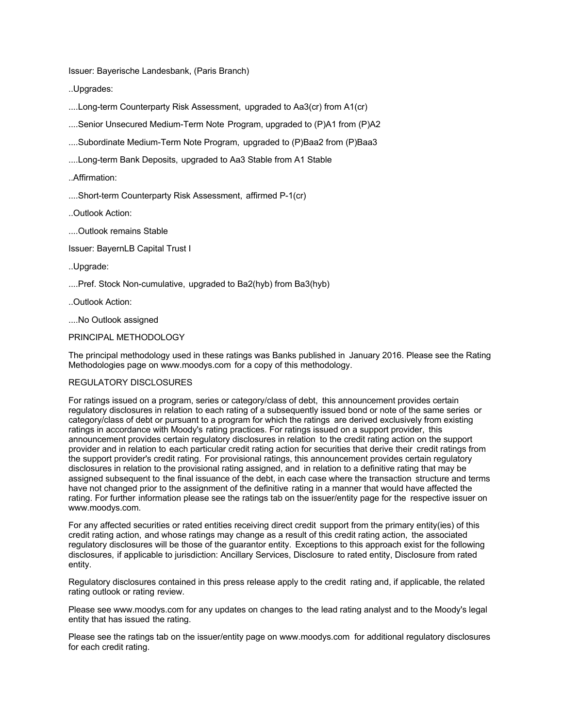Issuer: Bayerische Landesbank, (Paris Branch)

..Upgrades:

....Long-term Counterparty Risk Assessment, upgraded to Aa3(cr) from A1(cr)

....Senior Unsecured Medium-Term Note Program, upgraded to (P)A1 from (P)A2

....Subordinate Medium-Term Note Program, upgraded to (P)Baa2 from (P)Baa3

....Long-term Bank Deposits, upgraded to Aa3 Stable from A1 Stable

..Affirmation:

....Short-term Counterparty Risk Assessment, affirmed P-1(cr)

..Outlook Action:

....Outlook remains Stable

Issuer: BayernLB Capital Trust I

..Upgrade:

....Pref. Stock Non-cumulative, upgraded to Ba2(hyb) from Ba3(hyb)

..Outlook Action:

....No Outlook assigned

PRINCIPAL METHODOLOGY

The principal methodology used in these ratings was Banks published in January 2016. Please see the Rating Methodologies page on www.moodys.com for a copy of this methodology.

REGULATORY DISCLOSURES

For ratings issued on a program, series or category/class of debt, this announcement provides certain regulatory disclosures in relation to each rating of a subsequently issued bond or note of the same series or category/class of debt or pursuant to a program for which the ratings are derived exclusively from existing ratings in accordance with Moody's rating practices. For ratings issued on a support provider, this announcement provides certain regulatory disclosures in relation to the credit rating action on the support provider and in relation to each particular credit rating action for securities that derive their credit ratings from the support provider's credit rating. For provisional ratings, this announcement provides certain regulatory disclosures in relation to the provisional rating assigned, and in relation to a definitive rating that may be assigned subsequent to the final issuance of the debt, in each case where the transaction structure and terms have not changed prior to the assignment of the definitive rating in a manner that would have affected the rating. For further information please see the ratings tab on the issuer/entity page for the respective issuer on www.moodys.com.

For any affected securities or rated entities receiving direct credit support from the primary entity(ies) of this credit rating action, and whose ratings may change as a result of this credit rating action, the associated regulatory disclosures will be those of the guarantor entity. Exceptions to this approach exist for the following disclosures, if applicable to jurisdiction: Ancillary Services, Disclosure to rated entity, Disclosure from rated entity.

Regulatory disclosures contained in this press release apply to the credit rating and, if applicable, the related rating outlook or rating review.

Please see www.moodys.com for any updates on changes to the lead rating analyst and to the Moody's legal entity that has issued the rating.

Please see the ratings tab on the issuer/entity page on www.moodys.com for additional regulatory disclosures for each credit rating.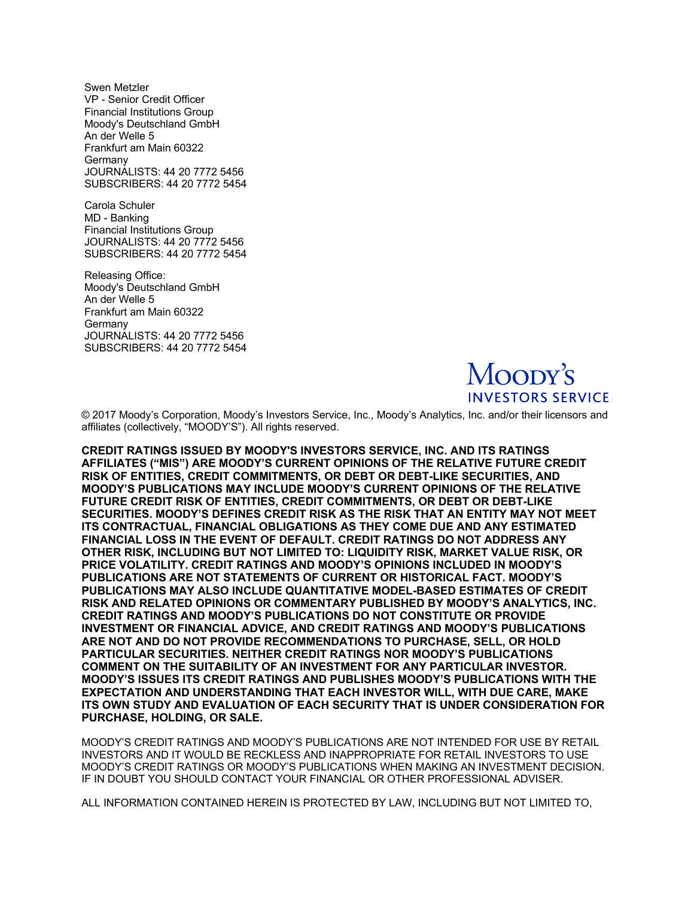Swen Metzler
VP - Senior Credit Officer
Financial Institutions Group
Moody's Deutschland GmbH
An der Welle 5
Frankfurt am Main 60322
Germany
JOURNALISTS: 44 20 7772 5456
SUBSCRIBERS: 44 20 7772 5454

Carola Schuler
MD - Banking
Financial Institutions Group
JOURNALISTS: 44 20 7772 5456
SUBSCRIBERS: 44 20 7772 5454

Releasing Office:
Moody's Deutschland GmbH
An der Welle 5
Frankfurt am Main 60322
Germany
JOURNALISTS: 44 20 7772 5456
SUBSCRIBERS: 44 20 7772 5454

Moody's
INVESTORS SERVICE

© 2017 Moody's Corporation, Moody's Investors Service, Inc., Moody's Analytics, Inc. and/or their licensors and affiliates (collectively, "MOODY'S"). All rights reserved.

**CREDIT RATINGS ISSUED BY MOODY'S INVESTORS SERVICE, INC. AND ITS RATINGS AFFILIATES ("MIS") ARE MOODY'S CURRENT OPINIONS OF THE RELATIVE FUTURE CREDIT RISK OF ENTITIES, CREDIT COMMITMENTS, OR DEBT OR DEBT-LIKE SECURITIES, AND MOODY'S PUBLICATIONS MAY INCLUDE MOODY'S CURRENT OPINIONS OF THE RELATIVE FUTURE CREDIT RISK OF ENTITIES, CREDIT COMMITMENTS, OR DEBT OR DEBT-LIKE SECURITIES. MOODY'S DEFINES CREDIT RISK AS THE RISK THAT AN ENTITY MAY NOT MEET ITS CONTRACTUAL, FINANCIAL OBLIGATIONS AS THEY COME DUE AND ANY ESTIMATED FINANCIAL LOSS IN THE EVENT OF DEFAULT. CREDIT RATINGS DO NOT ADDRESS ANY OTHER RISK, INCLUDING BUT NOT LIMITED TO: LIQUIDITY RISK, MARKET VALUE RISK, OR PRICE VOLATILITY. CREDIT RATINGS AND MOODY'S OPINIONS INCLUDED IN MOODY'S PUBLICATIONS ARE NOT STATEMENTS OF CURRENT OR HISTORICAL FACT. MOODY'S PUBLICATIONS MAY ALSO INCLUDE QUANTITATIVE MODEL-BASED ESTIMATES OF CREDIT RISK AND RELATED OPINIONS OR COMMENTARY PUBLISHED BY MOODY'S ANALYTICS, INC. CREDIT RATINGS AND MOODY'S PUBLICATIONS DO NOT CONSTITUTE OR PROVIDE INVESTMENT OR FINANCIAL ADVICE, AND CREDIT RATINGS AND MOODY'S PUBLICATIONS ARE NOT AND DO NOT PROVIDE RECOMMENDATIONS TO PURCHASE, SELL, OR HOLD PARTICULAR SECURITIES. NEITHER CREDIT RATINGS NOR MOODY'S PUBLICATIONS COMMENT ON THE SUITABILITY OF AN INVESTMENT FOR ANY PARTICULAR INVESTOR. MOODY'S ISSUES ITS CREDIT RATINGS AND PUBLISHES MOODY'S PUBLICATIONS WITH THE EXPECTATION AND UNDERSTANDING THAT EACH INVESTOR WILL, WITH DUE CARE, MAKE ITS OWN STUDY AND EVALUATION OF EACH SECURITY THAT IS UNDER CONSIDERATION FOR PURCHASE, HOLDING, OR SALE.**

MOODY'S CREDIT RATINGS AND MOODY'S PUBLICATIONS ARE NOT INTENDED FOR USE BY RETAIL INVESTORS AND IT WOULD BE RECKLESS AND INAPPROPRIATE FOR RETAIL INVESTORS TO USE MOODY'S CREDIT RATINGS OR MOODY'S PUBLICATIONS WHEN MAKING AN INVESTMENT DECISION. IF IN DOUBT YOU SHOULD CONTACT YOUR FINANCIAL OR OTHER PROFESSIONAL ADVISER.

ALL INFORMATION CONTAINED HEREIN IS PROTECTED BY LAW, INCLUDING BUT NOT LIMITED TO,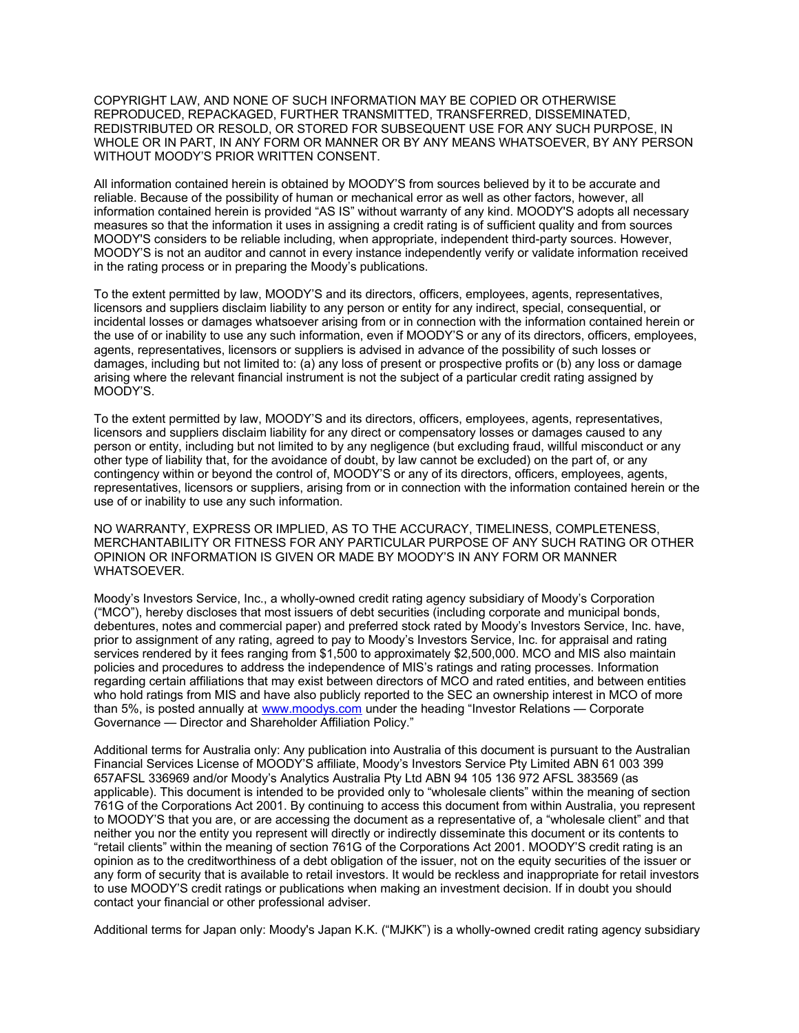COPYRIGHT LAW, AND NONE OF SUCH INFORMATION MAY BE COPIED OR OTHERWISE REPRODUCED, REPACKAGED, FURTHER TRANSMITTED, TRANSFERRED, DISSEMINATED, REDISTRIBUTED OR RESOLD, OR STORED FOR SUBSEQUENT USE FOR ANY SUCH PURPOSE, IN WHOLE OR IN PART, IN ANY FORM OR MANNER OR BY ANY MEANS WHATSOEVER, BY ANY PERSON WITHOUT MOODY'S PRIOR WRITTEN CONSENT.

All information contained herein is obtained by MOODY'S from sources believed by it to be accurate and reliable. Because of the possibility of human or mechanical error as well as other factors, however, all information contained herein is provided "AS IS" without warranty of any kind. MOODY'S adopts all necessary measures so that the information it uses in assigning a credit rating is of sufficient quality and from sources MOODY'S considers to be reliable including, when appropriate, independent third-party sources. However, MOODY'S is not an auditor and cannot in every instance independently verify or validate information received in the rating process or in preparing the Moody's publications.

To the extent permitted by law, MOODY'S and its directors, officers, employees, agents, representatives, licensors and suppliers disclaim liability to any person or entity for any indirect, special, consequential, or incidental losses or damages whatsoever arising from or in connection with the information contained herein or the use of or inability to use any such information, even if MOODY'S or any of its directors, officers, employees, agents, representatives, licensors or suppliers is advised in advance of the possibility of such losses or damages, including but not limited to: (a) any loss of present or prospective profits or (b) any loss or damage arising where the relevant financial instrument is not the subject of a particular credit rating assigned by MOODY'S.

To the extent permitted by law, MOODY'S and its directors, officers, employees, agents, representatives, licensors and suppliers disclaim liability for any direct or compensatory losses or damages caused to any person or entity, including but not limited to by any negligence (but excluding fraud, willful misconduct or any other type of liability that, for the avoidance of doubt, by law cannot be excluded) on the part of, or any contingency within or beyond the control of, MOODY'S or any of its directors, officers, employees, agents, representatives, licensors or suppliers, arising from or in connection with the information contained herein or the use of or inability to use any such information.

NO WARRANTY, EXPRESS OR IMPLIED, AS TO THE ACCURACY, TIMELINESS, COMPLETENESS, MERCHANTABILITY OR FITNESS FOR ANY PARTICULAR PURPOSE OF ANY SUCH RATING OR OTHER OPINION OR INFORMATION IS GIVEN OR MADE BY MOODY'S IN ANY FORM OR MANNER WHATSOEVER.

Moody's Investors Service, Inc., a wholly-owned credit rating agency subsidiary of Moody's Corporation ("MCO"), hereby discloses that most issuers of debt securities (including corporate and municipal bonds, debentures, notes and commercial paper) and preferred stock rated by Moody's Investors Service, Inc. have, prior to assignment of any rating, agreed to pay to Moody's Investors Service, Inc. for appraisal and rating services rendered by it fees ranging from $1,500 to approximately $2,500,000. MCO and MIS also maintain policies and procedures to address the independence of MIS's ratings and rating processes. Information regarding certain affiliations that may exist between directors of MCO and rated entities, and between entities who hold ratings from MIS and have also publicly reported to the SEC an ownership interest in MCO of more than 5%, is posted annually at [www.moodys.com](http://www.moodys.com) under the heading "Investor Relations — Corporate Governance — Director and Shareholder Affiliation Policy."

Additional terms for Australia only: Any publication into Australia of this document is pursuant to the Australian Financial Services License of MOODY'S affiliate, Moody's Investors Service Pty Limited ABN 61 003 399 657AFSL 336969 and/or Moody's Analytics Australia Pty Ltd ABN 94 105 136 972 AFSL 383569 (as applicable). This document is intended to be provided only to "wholesale clients" within the meaning of section 761G of the Corporations Act 2001. By continuing to access this document from within Australia, you represent to MOODY'S that you are, or are accessing the document as a representative of, a "wholesale client" and that neither you nor the entity you represent will directly or indirectly disseminate this document or its contents to "retail clients" within the meaning of section 761G of the Corporations Act 2001. MOODY'S credit rating is an opinion as to the creditworthiness of a debt obligation of the issuer, not on the equity securities of the issuer or any form of security that is available to retail investors. It would be reckless and inappropriate for retail investors to use MOODY'S credit ratings or publications when making an investment decision. If in doubt you should contact your financial or other professional adviser.

Additional terms for Japan only: Moody's Japan K.K. ("MJKK") is a wholly-owned credit rating agency subsidiary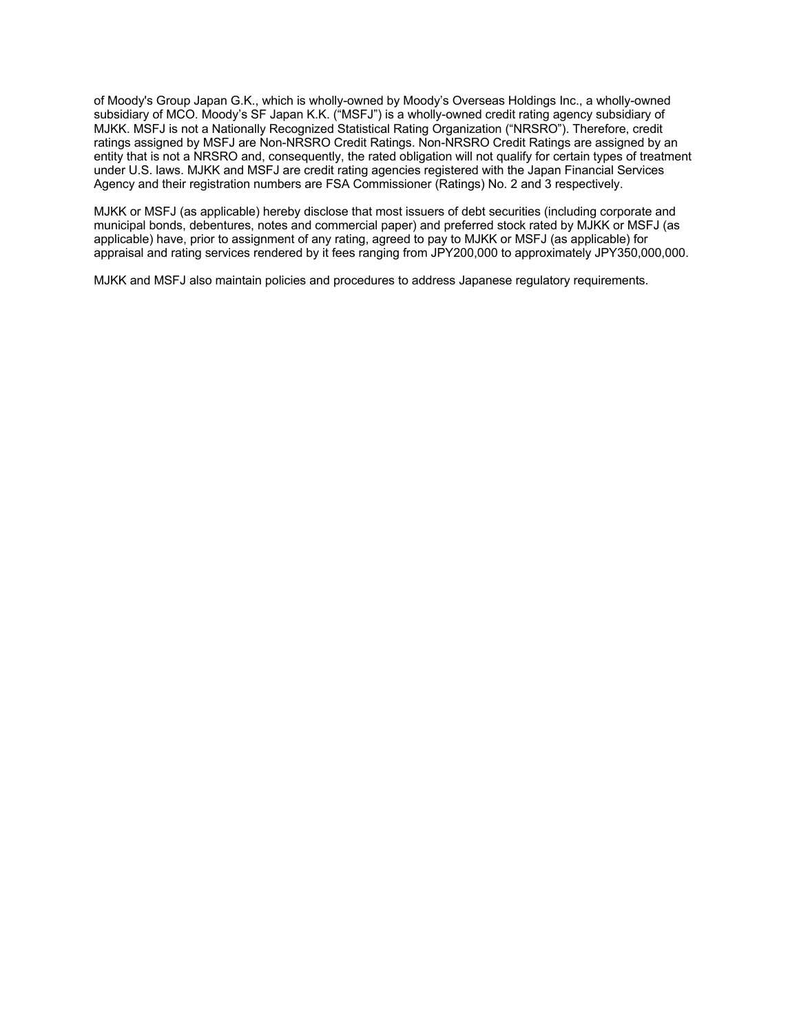of Moody's Group Japan G.K., which is wholly-owned by Moody’s Overseas Holdings Inc., a wholly-owned subsidiary of MCO. Moody’s SF Japan K.K. (“MSFJ”) is a wholly-owned credit rating agency subsidiary of MJKK. MSFJ is not a Nationally Recognized Statistical Rating Organization (“NRSRO”). Therefore, credit ratings assigned by MSFJ are Non-NRSRO Credit Ratings. Non-NRSRO Credit Ratings are assigned by an entity that is not a NRSRO and, consequently, the rated obligation will not qualify for certain types of treatment under U.S. laws. MJKK and MSFJ are credit rating agencies registered with the Japan Financial Services Agency and their registration numbers are FSA Commissioner (Ratings) No. 2 and 3 respectively.

MJKK or MSFJ (as applicable) hereby disclose that most issuers of debt securities (including corporate and municipal bonds, debentures, notes and commercial paper) and preferred stock rated by MJKK or MSFJ (as applicable) have, prior to assignment of any rating, agreed to pay to MJKK or MSFJ (as applicable) for appraisal and rating services rendered by it fees ranging from JPY200,000 to approximately JPY350,000,000.

MJKK and MSFJ also maintain policies and procedures to address Japanese regulatory requirements.